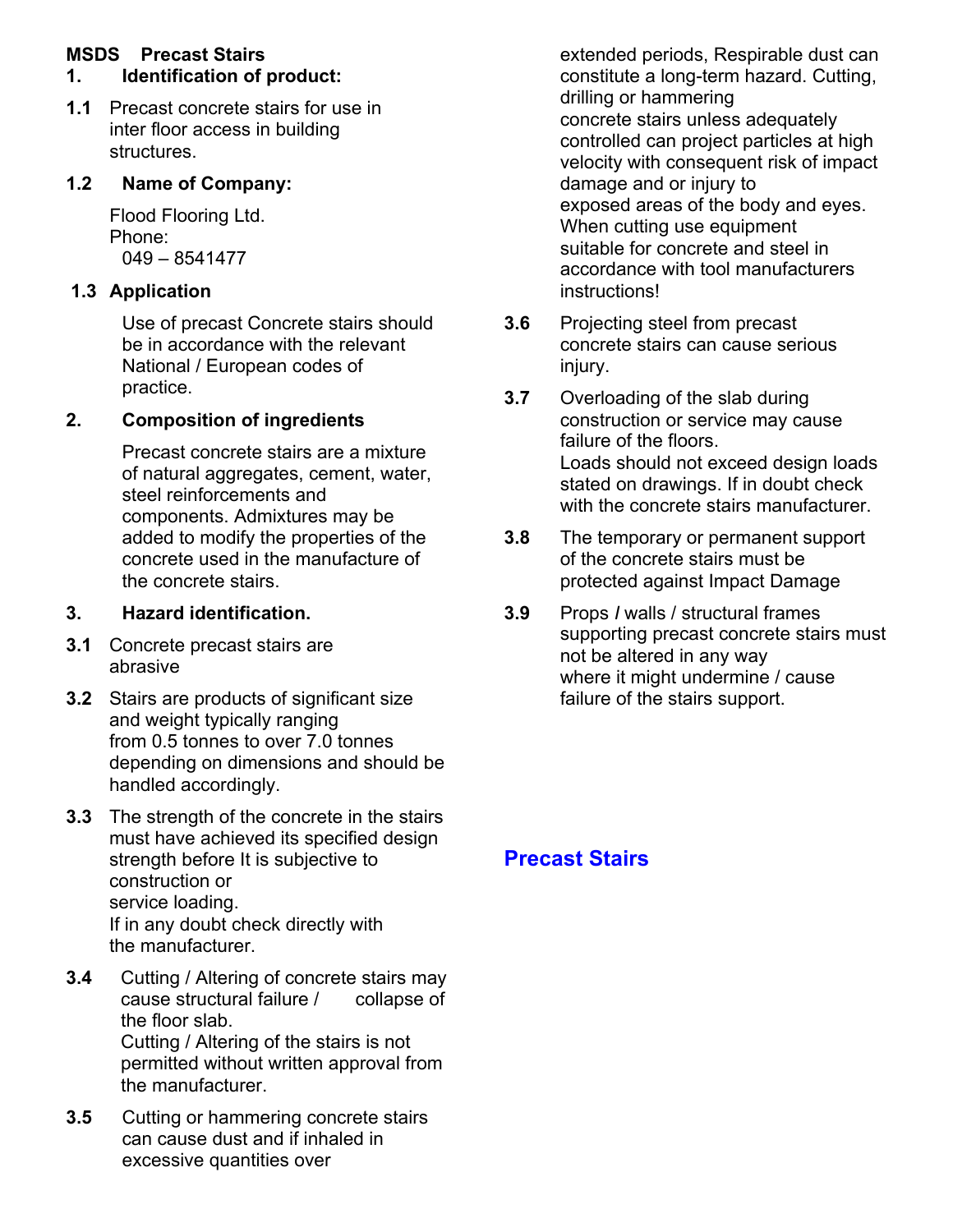**MSDS Precast Stairs**

## 1. Identification of product:

**1.1** Precast concrete stairs for use in inter floor access in building structures.

**1.2 Name of Company:**

Flood Flooring Ltd.
Phone:
049 – 8541477

**1.3 Application**

Use of precast Concrete stairs should be in accordance with the relevant National / European codes of practice.

## 2. Composition of ingredients

Precast concrete stairs are a mixture of natural aggregates, cement, water, steel reinforcements and components. Admixtures may be added to modify the properties of the concrete used in the manufacture of the concrete stairs.

## 3. Hazard identification.

**3.1** Concrete precast stairs are abrasive

**3.2** Stairs are products of significant size and weight typically ranging from 0.5 tonnes to over 7.0 tonnes depending on dimensions and should be handled accordingly.

**3.3** The strength of the concrete in the stairs must have achieved its specified design strength before It is subjective to construction or service loading.
If in any doubt check directly with the manufacturer.

**3.4** Cutting / Altering of concrete stairs may cause structural failure / collapse of the floor slab.
Cutting / Altering of the stairs is not permitted without written approval from the manufacturer.

**3.5** Cutting or hammering concrete stairs can cause dust and if inhaled in excessive quantities over extended periods, Respirable dust can constitute a long-term hazard. Cutting, drilling or hammering concrete stairs unless adequately controlled can project particles at high velocity with consequent risk of impact damage and or injury to exposed areas of the body and eyes. When cutting use equipment suitable for concrete and steel in accordance with tool manufacturers instructions!

**3.6** Projecting steel from precast concrete stairs can cause serious injury.

**3.7** Overloading of the slab during construction or service may cause failure of the floors.
Loads should not exceed design loads stated on drawings. If in doubt check with the concrete stairs manufacturer.

**3.8** The temporary or permanent support of the concrete stairs must be protected against Impact Damage

**3.9** Props / walls / structural frames supporting precast concrete stairs must not be altered in any way where it might undermine / cause failure of the stairs support.

**Precast Stairs**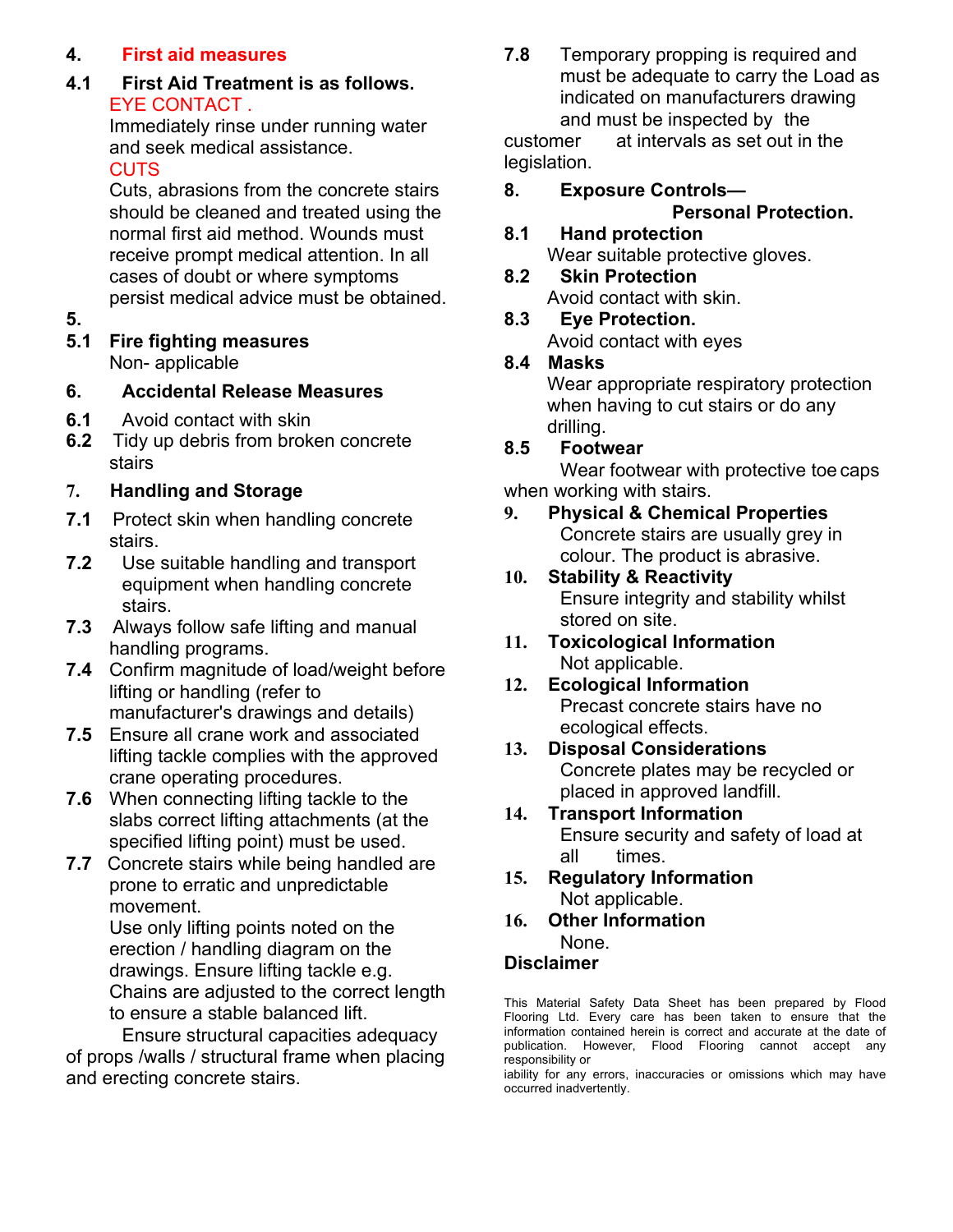## 4. First aid measures

### 4.1 First Aid Treatment is as follows.

EYE CONTACT .

Immediately rinse under running water and seek medical assistance.

CUTS

Cuts, abrasions from the concrete stairs should be cleaned and treated using the normal first aid method. Wounds must receive prompt medical attention. In all cases of doubt or where symptoms persist medical advice must be obtained.

## 5.

### 5.1 Fire fighting measures

Non- applicable

## 6. Accidental Release Measures

**6.1** Avoid contact with skin

**6.2** Tidy up debris from broken concrete stairs

## 7. Handling and Storage

**7.1** Protect skin when handling concrete stairs.

**7.2** Use suitable handling and transport equipment when handling concrete stairs.

**7.3** Always follow safe lifting and manual handling programs.

**7.4** Confirm magnitude of load/weight before lifting or handling (refer to manufacturer's drawings and details)

**7.5** Ensure all crane work and associated lifting tackle complies with the approved crane operating procedures.

**7.6** When connecting lifting tackle to the slabs correct lifting attachments (at the specified lifting point) must be used.

**7.7** Concrete stairs while being handled are prone to erratic and unpredictable movement.

Use only lifting points noted on the erection / handling diagram on the drawings. Ensure lifting tackle e.g. Chains are adjusted to the correct length to ensure a stable balanced lift.

Ensure structural capacities adequacy of props /walls / structural frame when placing and erecting concrete stairs.

**7.8** Temporary propping is required and must be adequate to carry the Load as indicated on manufacturers drawing and must be inspected by the customer at intervals as set out in the legislation.

## 8. Exposure Controls— Personal Protection.

### 8.1 Hand protection

Wear suitable protective gloves.

### 8.2 Skin Protection

Avoid contact with skin.

### 8.3 Eye Protection.

Avoid contact with eyes

### 8.4 Masks

Wear appropriate respiratory protection when having to cut stairs or do any drilling.

### 8.5 Footwear

Wear footwear with protective toe caps when working with stairs.

## 9. Physical & Chemical Properties

Concrete stairs are usually grey in colour. The product is abrasive.

## 10. Stability & Reactivity

Ensure integrity and stability whilst stored on site.

## 11. Toxicological Information

Not applicable.

## 12. Ecological Information

Precast concrete stairs have no ecological effects.

## 13. Disposal Considerations

Concrete plates may be recycled or placed in approved landfill.

## 14. Transport Information

Ensure security and safety of load at all times.

## 15. Regulatory Information

Not applicable.

## 16. Other Information

None.

## Disclaimer

This Material Safety Data Sheet has been prepared by Flood Flooring Ltd. Every care has been taken to ensure that the information contained herein is correct and accurate at the date of publication. However, Flood Flooring cannot accept any responsibility or iability for any errors, inaccuracies or omissions which may have occurred inadvertently.